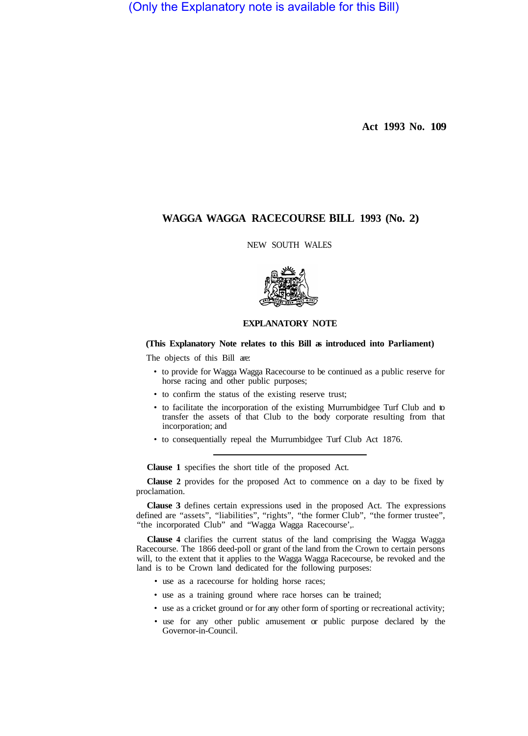(Only the Explanatory note is available for this Bill)

**Act 1993 No. 109**

# WAGGA WAGGA RACECOURSE BILL 1993 (No. 2)

NEW SOUTH WALES

## EXPLANATORY NOTE

**(This Explanatory Note relates to this Bill as introduced into Parliament)**

The objects of this Bill are:

- to provide for Wagga Wagga Racecourse to be continued as a public reserve for horse racing and other public purposes;
- to confirm the status of the existing reserve trust;
- to facilitate the incorporation of the existing Murrumbidgee Turf Club and to transfer the assets of that Club to the body corporate resulting from that incorporation; and
- to consequentially repeal the Murrumbidgee Turf Club Act 1876.

---

**Clause 1** specifies the short title of the proposed Act.

**Clause 2** provides for the proposed Act to commence on a day to be fixed by proclamation.

**Clause 3** defines certain expressions used in the proposed Act. The expressions defined are "assets", "liabilities", "rights", "the former Club", "the former trustee", "the incorporated Club" and "Wagga Wagga Racecourse',.

**Clause 4** clarifies the current status of the land comprising the Wagga Wagga Racecourse. The 1866 deed-poll or grant of the land from the Crown to certain persons will, to the extent that it applies to the Wagga Wagga Racecourse, be revoked and the land is to be Crown land dedicated for the following purposes:

- use as a racecourse for holding horse races;
- use as a training ground where race horses can be trained;
- use as a cricket ground or for any other form of sporting or recreational activity;
- use for any other public amusement or public purpose declared by the Governor-in-Council.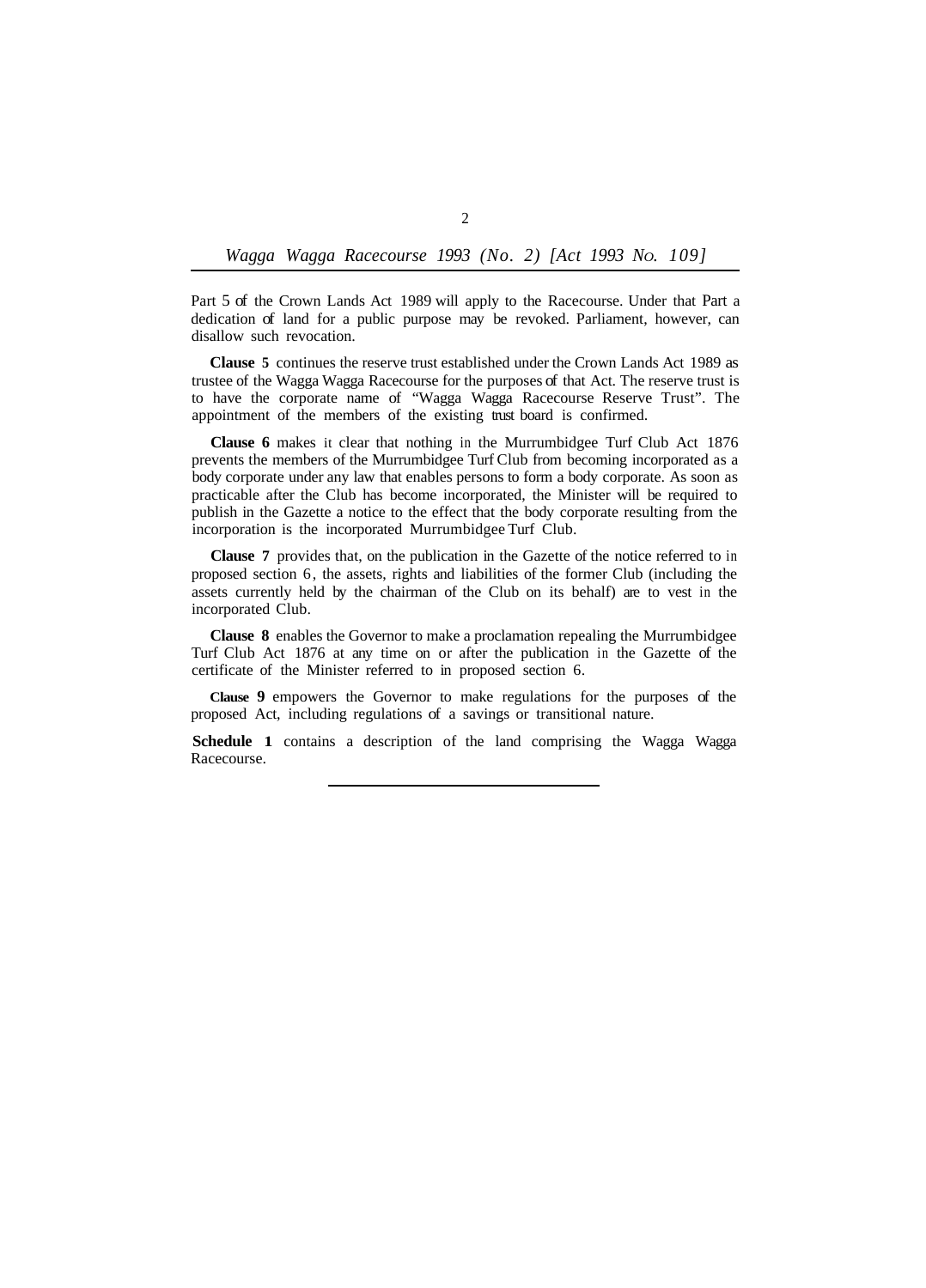Part 5 of the Crown Lands Act 1989 will apply to the Racecourse. Under that Part a dedication of land for a public purpose may be revoked. Parliament, however, can disallow such revocation.

**Clause 5** continues the reserve trust established under the Crown Lands Act 1989 as trustee of the Wagga Wagga Racecourse for the purposes of that Act. The reserve trust is to have the corporate name of "Wagga Wagga Racecourse Reserve Trust". The appointment of the members of the existing trust board is confirmed.

**Clause 6** makes it clear that nothing in the Murrumbidgee Turf Club Act 1876 prevents the members of the Murrumbidgee Turf Club from becoming incorporated as a body corporate under any law that enables persons to form a body corporate. As soon as practicable after the Club has become incorporated, the Minister will be required to publish in the Gazette a notice to the effect that the body corporate resulting from the incorporation is the incorporated Murrumbidgee Turf Club.

**Clause 7** provides that, on the publication in the Gazette of the notice referred to in proposed section 6, the assets, rights and liabilities of the former Club (including the assets currently held by the chairman of the Club on its behalf) are to vest in the incorporated Club.

**Clause 8** enables the Governor to make a proclamation repealing the Murrumbidgee Turf Club Act 1876 at any time on or after the publication in the Gazette of the certificate of the Minister referred to in proposed section 6.

**Clause 9** empowers the Governor to make regulations for the purposes of the proposed Act, including regulations of a savings or transitional nature.

**Schedule 1** contains a description of the land comprising the Wagga Wagga Racecourse.